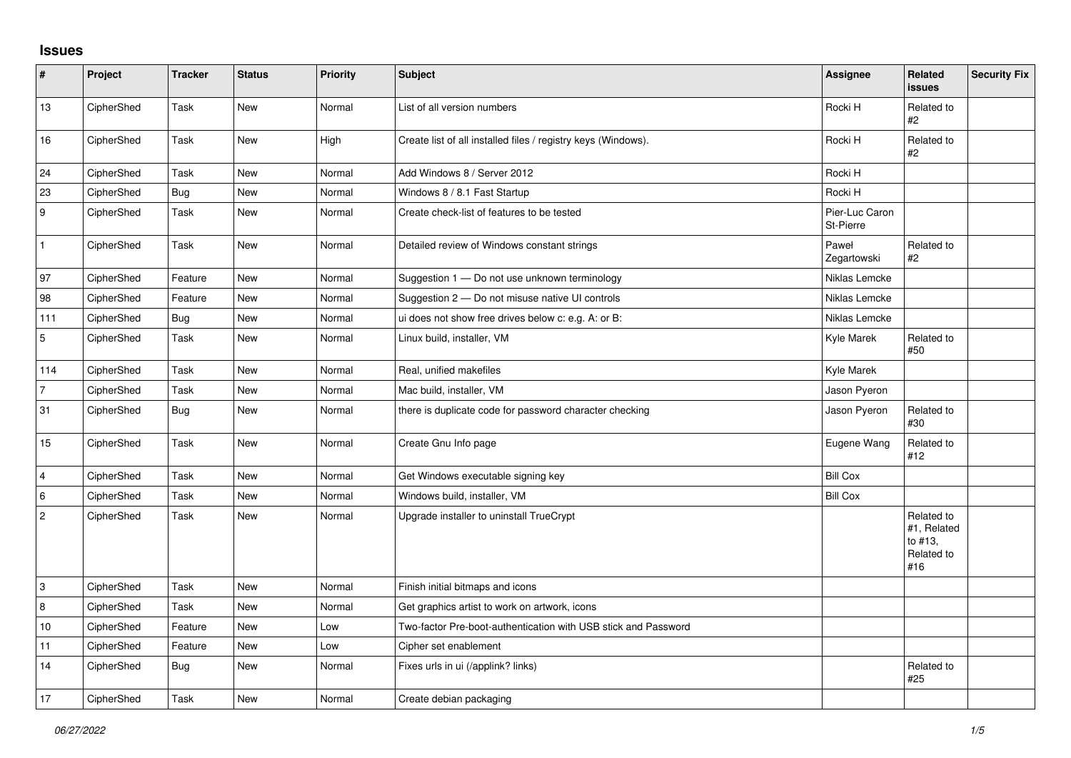## Issues

| # | Project | Tracker | Status | Priority | Subject | Assignee | Related issues | Security Fix |
|---|---|---|---|---|---|---|---|---|
| 13 | CipherShed | Task | New | Normal | List of all version numbers | Rocki H | Related to #2 | |
| 16 | CipherShed | Task | New | High | Create list of all installed files / registry keys (Windows). | Rocki H | Related to #2 | |
| 24 | CipherShed | Task | New | Normal | Add Windows 8 / Server 2012 | Rocki H | | |
| 23 | CipherShed | Bug | New | Normal | Windows 8 / 8.1 Fast Startup | Rocki H | | |
| 9 | CipherShed | Task | New | Normal | Create check-list of features to be tested | Pier-Luc Caron St-Pierre | | |
| 1 | CipherShed | Task | New | Normal | Detailed review of Windows constant strings | Paweł Zegartowski | Related to #2 | |
| 97 | CipherShed | Feature | New | Normal | Suggestion 1 — Do not use unknown terminology | Niklas Lemcke | | |
| 98 | CipherShed | Feature | New | Normal | Suggestion 2 — Do not misuse native UI controls | Niklas Lemcke | | |
| 111 | CipherShed | Bug | New | Normal | ui does not show free drives below c: e.g. A: or B: | Niklas Lemcke | | |
| 5 | CipherShed | Task | New | Normal | Linux build, installer, VM | Kyle Marek | Related to #50 | |
| 114 | CipherShed | Task | New | Normal | Real, unified makefiles | Kyle Marek | | |
| 7 | CipherShed | Task | New | Normal | Mac build, installer, VM | Jason Pyeron | | |
| 31 | CipherShed | Bug | New | Normal | there is duplicate code for password character checking | Jason Pyeron | Related to #30 | |
| 15 | CipherShed | Task | New | Normal | Create Gnu Info page | Eugene Wang | Related to #12 | |
| 4 | CipherShed | Task | New | Normal | Get Windows executable signing key | Bill Cox | | |
| 6 | CipherShed | Task | New | Normal | Windows build, installer, VM | Bill Cox | | |
| 2 | CipherShed | Task | New | Normal | Upgrade installer to uninstall TrueCrypt | | Related to #1, Related to #13, Related to #16 | |
| 3 | CipherShed | Task | New | Normal | Finish initial bitmaps and icons | | | |
| 8 | CipherShed | Task | New | Normal | Get graphics artist to work on artwork, icons | | | |
| 10 | CipherShed | Feature | New | Low | Two-factor Pre-boot-authentication with USB stick and Password | | | |
| 11 | CipherShed | Feature | New | Low | Cipher set enablement | | | |
| 14 | CipherShed | Bug | New | Normal | Fixes urls in ui (/applink? links) | | Related to #25 | |
| 17 | CipherShed | Task | New | Normal | Create debian packaging | | | |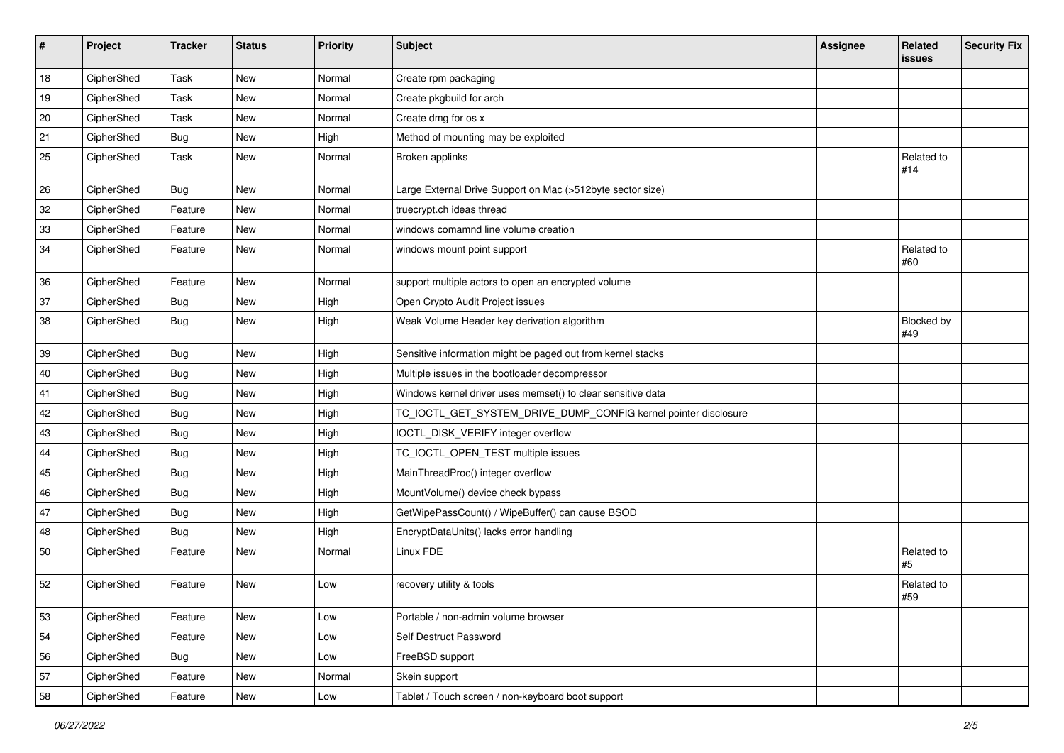| # | Project | Tracker | Status | Priority | Subject | Assignee | Related issues | Security Fix |
|---|---|---|---|---|---|---|---|---|
| 18 | CipherShed | Task | New | Normal | Create rpm packaging | | | |
| 19 | CipherShed | Task | New | Normal | Create pkgbuild for arch | | | |
| 20 | CipherShed | Task | New | Normal | Create dmg for os x | | | |
| 21 | CipherShed | Bug | New | High | Method of mounting may be exploited | | | |
| 25 | CipherShed | Task | New | Normal | Broken applinks | | Related to #14 | |
| 26 | CipherShed | Bug | New | Normal | Large External Drive Support on Mac (>512byte sector size) | | | |
| 32 | CipherShed | Feature | New | Normal | truecrypt.ch ideas thread | | | |
| 33 | CipherShed | Feature | New | Normal | windows comamnd line volume creation | | | |
| 34 | CipherShed | Feature | New | Normal | windows mount point support | | Related to #60 | |
| 36 | CipherShed | Feature | New | Normal | support multiple actors to open an encrypted volume | | | |
| 37 | CipherShed | Bug | New | High | Open Crypto Audit Project issues | | | |
| 38 | CipherShed | Bug | New | High | Weak Volume Header key derivation algorithm | | Blocked by #49 | |
| 39 | CipherShed | Bug | New | High | Sensitive information might be paged out from kernel stacks | | | |
| 40 | CipherShed | Bug | New | High | Multiple issues in the bootloader decompressor | | | |
| 41 | CipherShed | Bug | New | High | Windows kernel driver uses memset() to clear sensitive data | | | |
| 42 | CipherShed | Bug | New | High | TC_IOCTL_GET_SYSTEM_DRIVE_DUMP_CONFIG kernel pointer disclosure | | | |
| 43 | CipherShed | Bug | New | High | IOCTL_DISK_VERIFY integer overflow | | | |
| 44 | CipherShed | Bug | New | High | TC_IOCTL_OPEN_TEST multiple issues | | | |
| 45 | CipherShed | Bug | New | High | MainThreadProc() integer overflow | | | |
| 46 | CipherShed | Bug | New | High | MountVolume() device check bypass | | | |
| 47 | CipherShed | Bug | New | High | GetWipePassCount() / WipeBuffer() can cause BSOD | | | |
| 48 | CipherShed | Bug | New | High | EncryptDataUnits() lacks error handling | | | |
| 50 | CipherShed | Feature | New | Normal | Linux FDE | | Related to #5 | |
| 52 | CipherShed | Feature | New | Low | recovery utility & tools | | Related to #59 | |
| 53 | CipherShed | Feature | New | Low | Portable / non-admin volume browser | | | |
| 54 | CipherShed | Feature | New | Low | Self Destruct Password | | | |
| 56 | CipherShed | Bug | New | Low | FreeBSD support | | | |
| 57 | CipherShed | Feature | New | Normal | Skein support | | | |
| 58 | CipherShed | Feature | New | Low | Tablet / Touch screen / non-keyboard boot support | | | |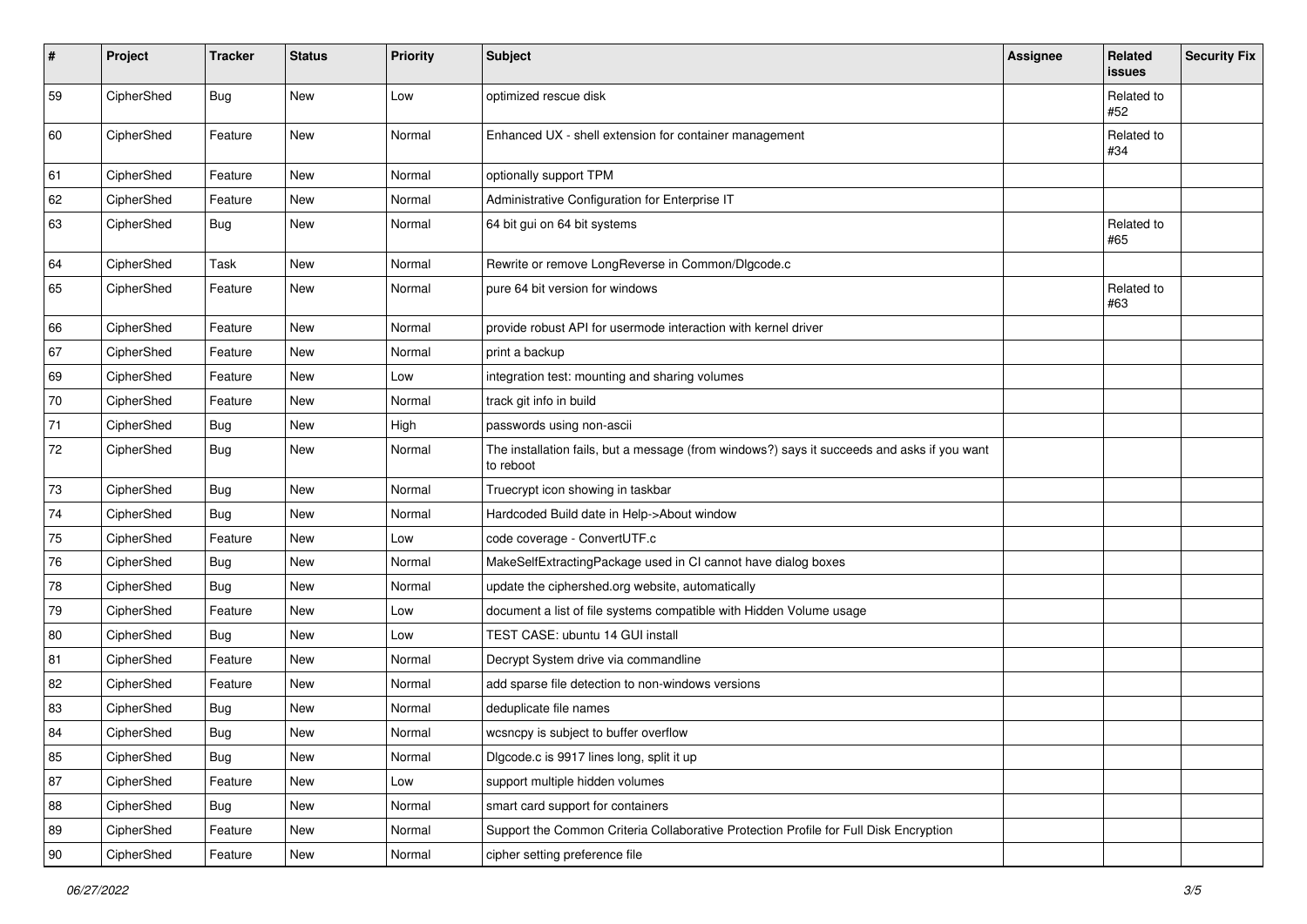| # | Project | Tracker | Status | Priority | Subject | Assignee | Related issues | Security Fix |
|---|---|---|---|---|---|---|---|---|
| 59 | CipherShed | Bug | New | Low | optimized rescue disk | | Related to #52 | |
| 60 | CipherShed | Feature | New | Normal | Enhanced UX - shell extension for container management | | Related to #34 | |
| 61 | CipherShed | Feature | New | Normal | optionally support TPM | | | |
| 62 | CipherShed | Feature | New | Normal | Administrative Configuration for Enterprise IT | | | |
| 63 | CipherShed | Bug | New | Normal | 64 bit gui on 64 bit systems | | Related to #65 | |
| 64 | CipherShed | Task | New | Normal | Rewrite or remove LongReverse in Common/Dlgcode.c | | | |
| 65 | CipherShed | Feature | New | Normal | pure 64 bit version for windows | | Related to #63 | |
| 66 | CipherShed | Feature | New | Normal | provide robust API for usermode interaction with kernel driver | | | |
| 67 | CipherShed | Feature | New | Normal | print a backup | | | |
| 69 | CipherShed | Feature | New | Low | integration test: mounting and sharing volumes | | | |
| 70 | CipherShed | Feature | New | Normal | track git info in build | | | |
| 71 | CipherShed | Bug | New | High | passwords using non-ascii | | | |
| 72 | CipherShed | Bug | New | Normal | The installation fails, but a message (from windows?) says it succeeds and asks if you want to reboot | | | |
| 73 | CipherShed | Bug | New | Normal | Truecrypt icon showing in taskbar | | | |
| 74 | CipherShed | Bug | New | Normal | Hardcoded Build date in Help->About window | | | |
| 75 | CipherShed | Feature | New | Low | code coverage - ConvertUTF.c | | | |
| 76 | CipherShed | Bug | New | Normal | MakeSelfExtractingPackage used in CI cannot have dialog boxes | | | |
| 78 | CipherShed | Bug | New | Normal | update the ciphershed.org website, automatically | | | |
| 79 | CipherShed | Feature | New | Low | document a list of file systems compatible with Hidden Volume usage | | | |
| 80 | CipherShed | Bug | New | Low | TEST CASE: ubuntu 14 GUI install | | | |
| 81 | CipherShed | Feature | New | Normal | Decrypt System drive via commandline | | | |
| 82 | CipherShed | Feature | New | Normal | add sparse file detection to non-windows versions | | | |
| 83 | CipherShed | Bug | New | Normal | deduplicate file names | | | |
| 84 | CipherShed | Bug | New | Normal | wcsncpy is subject to buffer overflow | | | |
| 85 | CipherShed | Bug | New | Normal | Dlgcode.c is 9917 lines long, split it up | | | |
| 87 | CipherShed | Feature | New | Low | support multiple hidden volumes | | | |
| 88 | CipherShed | Bug | New | Normal | smart card support for containers | | | |
| 89 | CipherShed | Feature | New | Normal | Support the Common Criteria Collaborative Protection Profile for Full Disk Encryption | | | |
| 90 | CipherShed | Feature | New | Normal | cipher setting preference file | | | |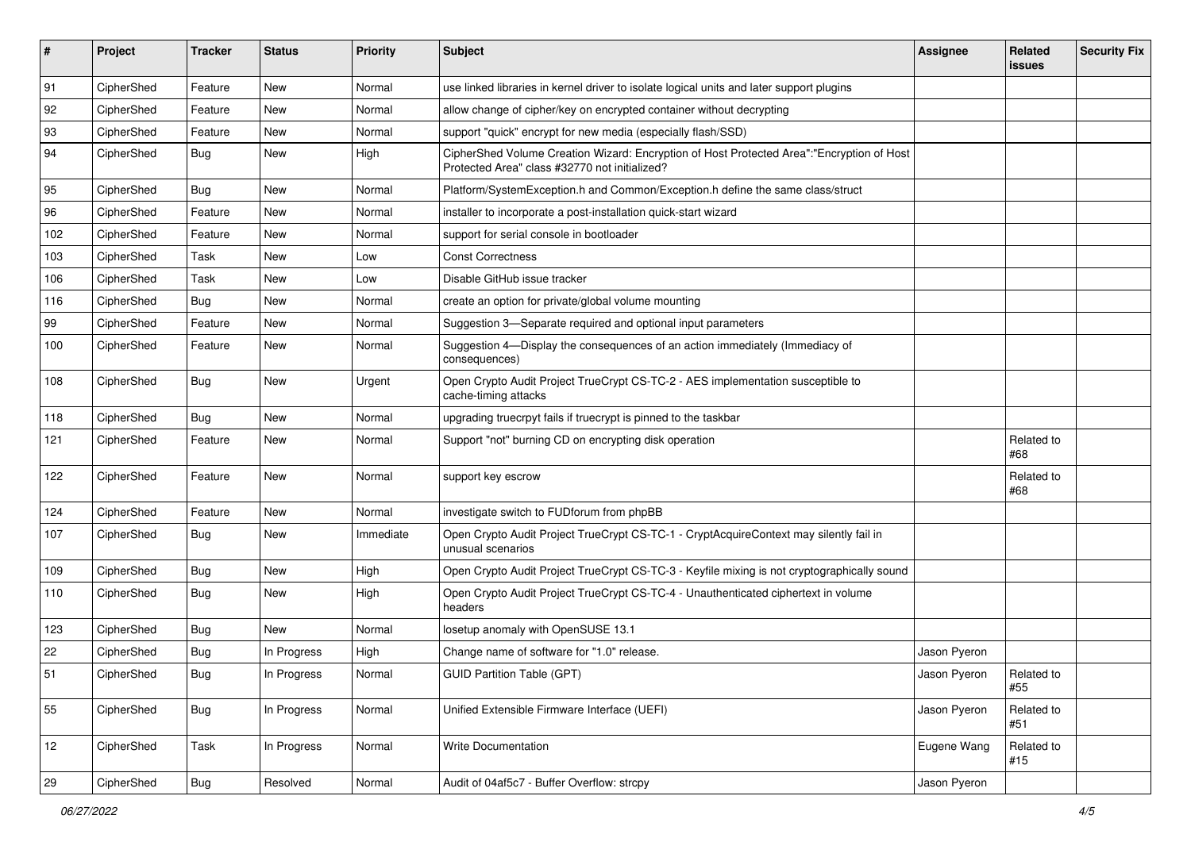| # | Project | Tracker | Status | Priority | Subject | Assignee | Related issues | Security Fix |
|---|---|---|---|---|---|---|---|---|
| 91 | CipherShed | Feature | New | Normal | use linked libraries in kernel driver to isolate logical units and later support plugins | | | |
| 92 | CipherShed | Feature | New | Normal | allow change of cipher/key on encrypted container without decrypting | | | |
| 93 | CipherShed | Feature | New | Normal | support "quick" encrypt for new media (especially flash/SSD) | | | |
| 94 | CipherShed | Bug | New | High | CipherShed Volume Creation Wizard: Encryption of Host Protected Area":"Encryption of Host Protected Area" class #32770 not initialized? | | | |
| 95 | CipherShed | Bug | New | Normal | Platform/SystemException.h and Common/Exception.h define the same class/struct | | | |
| 96 | CipherShed | Feature | New | Normal | installer to incorporate a post-installation quick-start wizard | | | |
| 102 | CipherShed | Feature | New | Normal | support for serial console in bootloader | | | |
| 103 | CipherShed | Task | New | Low | Const Correctness | | | |
| 106 | CipherShed | Task | New | Low | Disable GitHub issue tracker | | | |
| 116 | CipherShed | Bug | New | Normal | create an option for private/global volume mounting | | | |
| 99 | CipherShed | Feature | New | Normal | Suggestion 3—Separate required and optional input parameters | | | |
| 100 | CipherShed | Feature | New | Normal | Suggestion 4—Display the consequences of an action immediately (Immediacy of consequences) | | | |
| 108 | CipherShed | Bug | New | Urgent | Open Crypto Audit Project TrueCrypt CS-TC-2 - AES implementation susceptible to cache-timing attacks | | | |
| 118 | CipherShed | Bug | New | Normal | upgrading truecrpyt fails if truecrypt is pinned to the taskbar | | | |
| 121 | CipherShed | Feature | New | Normal | Support "not" burning CD on encrypting disk operation | | Related to #68 | |
| 122 | CipherShed | Feature | New | Normal | support key escrow | | Related to #68 | |
| 124 | CipherShed | Feature | New | Normal | investigate switch to FUDforum from phpBB | | | |
| 107 | CipherShed | Bug | New | Immediate | Open Crypto Audit Project TrueCrypt CS-TC-1 - CryptAcquireContext may silently fail in unusual scenarios | | | |
| 109 | CipherShed | Bug | New | High | Open Crypto Audit Project TrueCrypt CS-TC-3 - Keyfile mixing is not cryptographically sound | | | |
| 110 | CipherShed | Bug | New | High | Open Crypto Audit Project TrueCrypt CS-TC-4 - Unauthenticated ciphertext in volume headers | | | |
| 123 | CipherShed | Bug | New | Normal | losetup anomaly with OpenSUSE 13.1 | | | |
| 22 | CipherShed | Bug | In Progress | High | Change name of software for "1.0" release. | Jason Pyeron | | |
| 51 | CipherShed | Bug | In Progress | Normal | GUID Partition Table (GPT) | Jason Pyeron | Related to #55 | |
| 55 | CipherShed | Bug | In Progress | Normal | Unified Extensible Firmware Interface (UEFI) | Jason Pyeron | Related to #51 | |
| 12 | CipherShed | Task | In Progress | Normal | Write Documentation | Eugene Wang | Related to #15 | |
| 29 | CipherShed | Bug | Resolved | Normal | Audit of 04af5c7 - Buffer Overflow: strcpy | Jason Pyeron | | |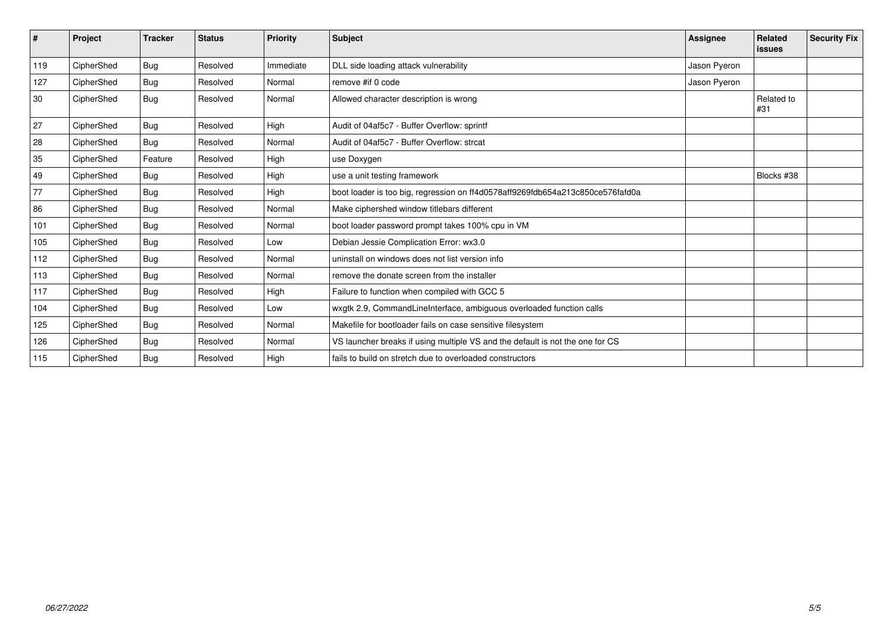| # | Project | Tracker | Status | Priority | Subject | Assignee | Related issues | Security Fix |
|---|---|---|---|---|---|---|---|---|
| 119 | CipherShed | Bug | Resolved | Immediate | DLL side loading attack vulnerability | Jason Pyeron | | |
| 127 | CipherShed | Bug | Resolved | Normal | remove #if 0 code | Jason Pyeron | | |
| 30 | CipherShed | Bug | Resolved | Normal | Allowed character description is wrong | | Related to #31 | |
| 27 | CipherShed | Bug | Resolved | High | Audit of 04af5c7 - Buffer Overflow: sprintf | | | |
| 28 | CipherShed | Bug | Resolved | Normal | Audit of 04af5c7 - Buffer Overflow: strcat | | | |
| 35 | CipherShed | Feature | Resolved | High | use Doxygen | | | |
| 49 | CipherShed | Bug | Resolved | High | use a unit testing framework | | Blocks #38 | |
| 77 | CipherShed | Bug | Resolved | High | boot loader is too big, regression on ff4d0578aff9269fdb654a213c850ce576fafd0a | | | |
| 86 | CipherShed | Bug | Resolved | Normal | Make ciphershed window titlebars different | | | |
| 101 | CipherShed | Bug | Resolved | Normal | boot loader password prompt takes 100% cpu in VM | | | |
| 105 | CipherShed | Bug | Resolved | Low | Debian Jessie Complication Error: wx3.0 | | | |
| 112 | CipherShed | Bug | Resolved | Normal | uninstall on windows does not list version info | | | |
| 113 | CipherShed | Bug | Resolved | Normal | remove the donate screen from the installer | | | |
| 117 | CipherShed | Bug | Resolved | High | Failure to function when compiled with GCC 5 | | | |
| 104 | CipherShed | Bug | Resolved | Low | wxgtk 2.9, CommandLineInterface, ambiguous overloaded function calls | | | |
| 125 | CipherShed | Bug | Resolved | Normal | Makefile for bootloader fails on case sensitive filesystem | | | |
| 126 | CipherShed | Bug | Resolved | Normal | VS launcher breaks if using multiple VS and the default is not the one for CS | | | |
| 115 | CipherShed | Bug | Resolved | High | fails to build on stretch due to overloaded constructors | | | |